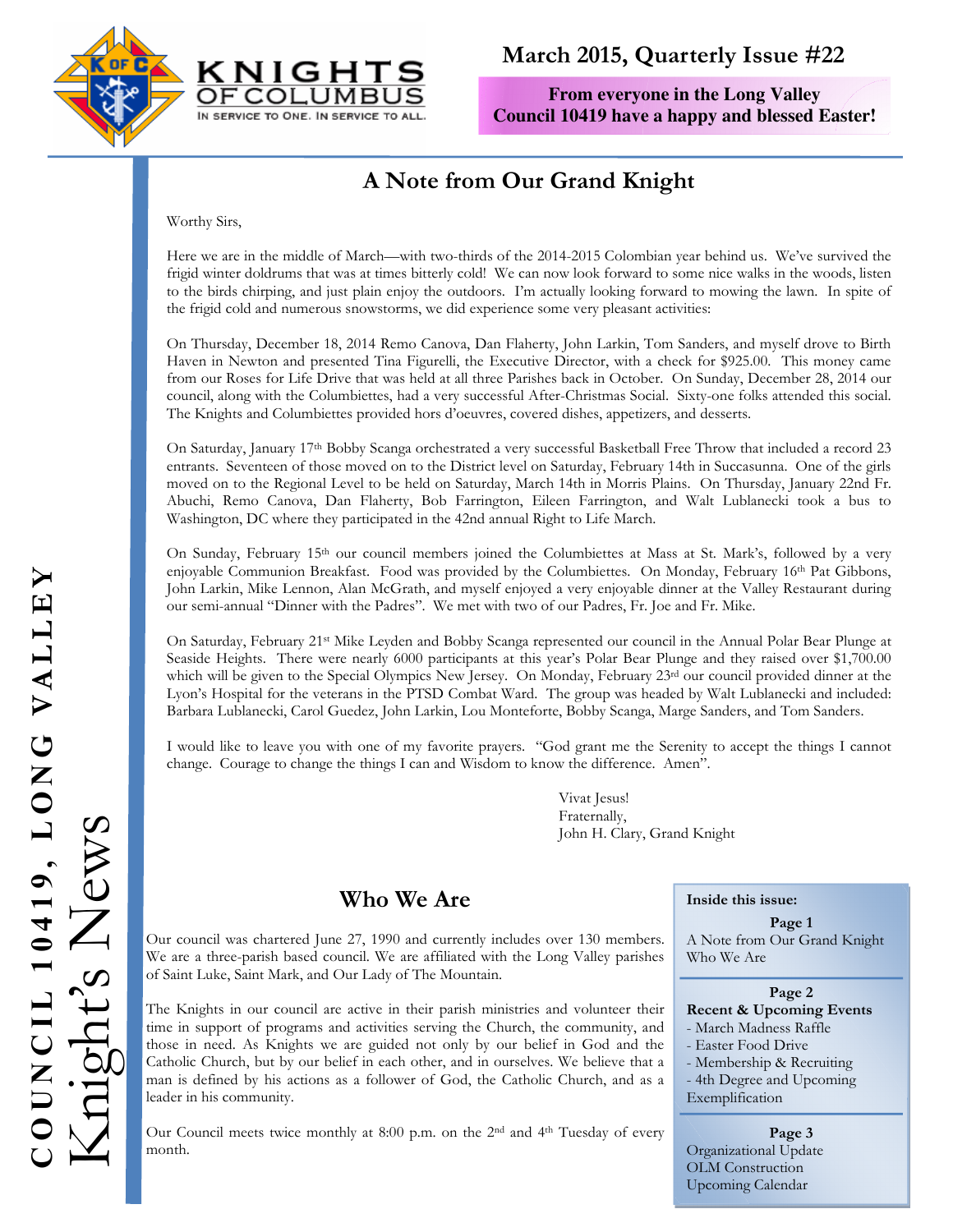**KNIGHTS OF COLUMBUS**
IN SERVICE TO ONE. IN SERVICE TO ALL.

**March 2015, Quarterly Issue #22**

**From everyone in the Long Valley Council 10419 have a happy and blessed Easter!**

**COUNCIL 10419, LONG VALLEY**
Knight's News

## A Note from Our Grand Knight

Worthy Sirs,

Here we are in the middle of March—with two-thirds of the 2014-2015 Colombian year behind us. We've survived the frigid winter doldrums that was at times bitterly cold! We can now look forward to some nice walks in the woods, listen to the birds chirping, and just plain enjoy the outdoors. I'm actually looking forward to mowing the lawn. In spite of the frigid cold and numerous snowstorms, we did experience some very pleasant activities:

On Thursday, December 18, 2014 Remo Canova, Dan Flaherty, John Larkin, Tom Sanders, and myself drove to Birth Haven in Newton and presented Tina Figurelli, the Executive Director, with a check for $925.00. This money came from our Roses for Life Drive that was held at all three Parishes back in October. On Sunday, December 28, 2014 our council, along with the Columbiettes, had a very successful After-Christmas Social. Sixty-one folks attended this social. The Knights and Columbiettes provided hors d'oeuvres, covered dishes, appetizers, and desserts.

On Saturday, January 17th Bobby Scanga orchestrated a very successful Basketball Free Throw that included a record 23 entrants. Seventeen of those moved on to the District level on Saturday, February 14th in Succasunna. One of the girls moved on to the Regional Level to be held on Saturday, March 14th in Morris Plains. On Thursday, January 22nd Fr. Abuchi, Remo Canova, Dan Flaherty, Bob Farrington, Eileen Farrington, and Walt Lublanecki took a bus to Washington, DC where they participated in the 42nd annual Right to Life March.

On Sunday, February 15th our council members joined the Columbiettes at Mass at St. Mark's, followed by a very enjoyable Communion Breakfast. Food was provided by the Columbiettes. On Monday, February 16th Pat Gibbons, John Larkin, Mike Lennon, Alan McGrath, and myself enjoyed a very enjoyable dinner at the Valley Restaurant during our semi-annual "Dinner with the Padres". We met with two of our Padres, Fr. Joe and Fr. Mike.

On Saturday, February 21st Mike Leyden and Bobby Scanga represented our council in the Annual Polar Bear Plunge at Seaside Heights. There were nearly 6000 participants at this year's Polar Bear Plunge and they raised over $1,700.00 which will be given to the Special Olympics New Jersey. On Monday, February 23rd our council provided dinner at the Lyon's Hospital for the veterans in the PTSD Combat Ward. The group was headed by Walt Lublanecki and included: Barbara Lublanecki, Carol Guedez, John Larkin, Lou Monteforte, Bobby Scanga, Marge Sanders, and Tom Sanders.

I would like to leave you with one of my favorite prayers. "God grant me the Serenity to accept the things I cannot change. Courage to change the things I can and Wisdom to know the difference. Amen".

Vivat Jesus!
Fraternally,
John H. Clary, Grand Knight

## Who We Are

Our council was chartered June 27, 1990 and currently includes over 130 members. We are a three-parish based council. We are affiliated with the Long Valley parishes of Saint Luke, Saint Mark, and Our Lady of The Mountain.

The Knights in our council are active in their parish ministries and volunteer their time in support of programs and activities serving the Church, the community, and those in need. As Knights we are guided not only by our belief in God and the Catholic Church, but by our belief in each other, and in ourselves. We believe that a man is defined by his actions as a follower of God, the Catholic Church, and as a leader in his community.

Our Council meets twice monthly at 8:00 p.m. on the 2nd and 4th Tuesday of every month.

**Inside this issue:**

**Page 1**
A Note from Our Grand Knight
Who We Are

**Page 2**
**Recent & Upcoming Events**
- March Madness Raffle
- Easter Food Drive
- Membership & Recruiting
- 4th Degree and Upcoming Exemplification

**Page 3**
Organizational Update
OLM Construction
Upcoming Calendar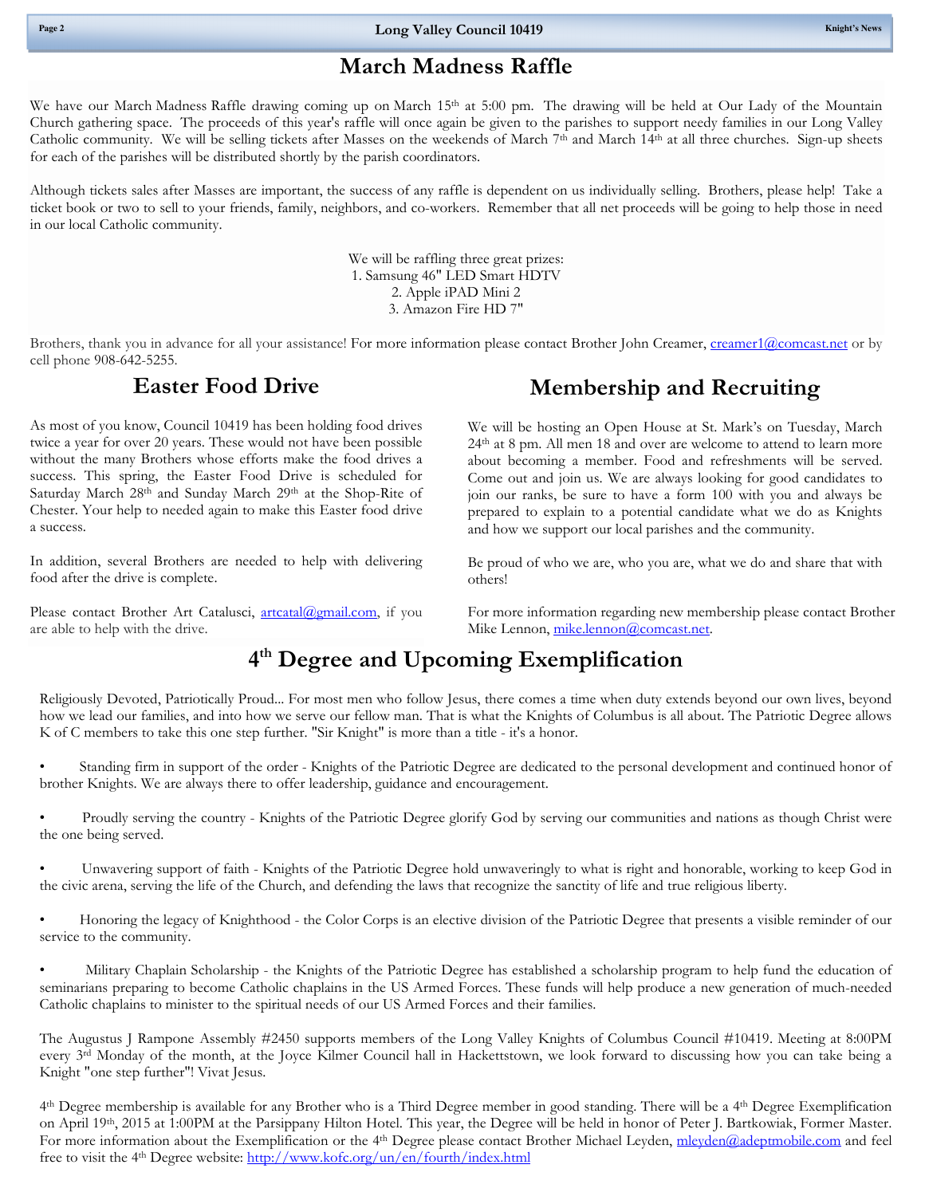## March Madness Raffle

We have our March Madness Raffle drawing coming up on March 15th at 5:00 pm. The drawing will be held at Our Lady of the Mountain Church gathering space. The proceeds of this year's raffle will once again be given to the parishes to support needy families in our Long Valley Catholic community. We will be selling tickets after Masses on the weekends of March 7th and March 14th at all three churches. Sign-up sheets for each of the parishes will be distributed shortly by the parish coordinators.

Although tickets sales after Masses are important, the success of any raffle is dependent on us individually selling. Brothers, please help! Take a ticket book or two to sell to your friends, family, neighbors, and co-workers. Remember that all net proceeds will be going to help those in need in our local Catholic community.

We will be raffling three great prizes:

1. Samsung 46" LED Smart HDTV
2. Apple iPAD Mini 2
3. Amazon Fire HD 7"

Brothers, thank you in advance for all your assistance! For more information please contact Brother John Creamer, creamer1@comcast.net or by cell phone 908-642-5255.

## Easter Food Drive

As most of you know, Council 10419 has been holding food drives twice a year for over 20 years. These would not have been possible without the many Brothers whose efforts make the food drives a success. This spring, the Easter Food Drive is scheduled for Saturday March 28th and Sunday March 29th at the Shop-Rite of Chester. Your help to needed again to make this Easter food drive a success.

In addition, several Brothers are needed to help with delivering food after the drive is complete.

Please contact Brother Art Catalusci, artcatal@gmail.com, if you are able to help with the drive.

## Membership and Recruiting

We will be hosting an Open House at St. Mark's on Tuesday, March 24th at 8 pm. All men 18 and over are welcome to attend to learn more about becoming a member. Food and refreshments will be served. Come out and join us. We are always looking for good candidates to join our ranks, be sure to have a form 100 with you and always be prepared to explain to a potential candidate what we do as Knights and how we support our local parishes and the community.

Be proud of who we are, who you are, what we do and share that with others!

For more information regarding new membership please contact Brother Mike Lennon, mike.lennon@comcast.net.

## 4th Degree and Upcoming Exemplification

Religiously Devoted, Patriotically Proud... For most men who follow Jesus, there comes a time when duty extends beyond our own lives, beyond how we lead our families, and into how we serve our fellow man. That is what the Knights of Columbus is all about. The Patriotic Degree allows K of C members to take this one step further. "Sir Knight" is more than a title - it's a honor.

- Standing firm in support of the order - Knights of the Patriotic Degree are dedicated to the personal development and continued honor of brother Knights. We are always there to offer leadership, guidance and encouragement.
- Proudly serving the country - Knights of the Patriotic Degree glorify God by serving our communities and nations as though Christ were the one being served.
- Unwavering support of faith - Knights of the Patriotic Degree hold unwaveringly to what is right and honorable, working to keep God in the civic arena, serving the life of the Church, and defending the laws that recognize the sanctity of life and true religious liberty.
- Honoring the legacy of Knighthood - the Color Corps is an elective division of the Patriotic Degree that presents a visible reminder of our service to the community.
- Military Chaplain Scholarship - the Knights of the Patriotic Degree has established a scholarship program to help fund the education of seminarians preparing to become Catholic chaplains in the US Armed Forces. These funds will help produce a new generation of much-needed Catholic chaplains to minister to the spiritual needs of our US Armed Forces and their families.

The Augustus J Rampone Assembly #2450 supports members of the Long Valley Knights of Columbus Council #10419. Meeting at 8:00PM every 3rd Monday of the month, at the Joyce Kilmer Council hall in Hackettstown, we look forward to discussing how you can take being a Knight "one step further"! Vivat Jesus.

4th Degree membership is available for any Brother who is a Third Degree member in good standing. There will be a 4th Degree Exemplification on April 19th, 2015 at 1:00PM at the Parsippany Hilton Hotel. This year, the Degree will be held in honor of Peter J. Bartkowiak, Former Master. For more information about the Exemplification or the 4th Degree please contact Brother Michael Leyden, mleyden@adeptmobile.com and feel free to visit the 4th Degree website: http://www.kofc.org/un/en/fourth/index.html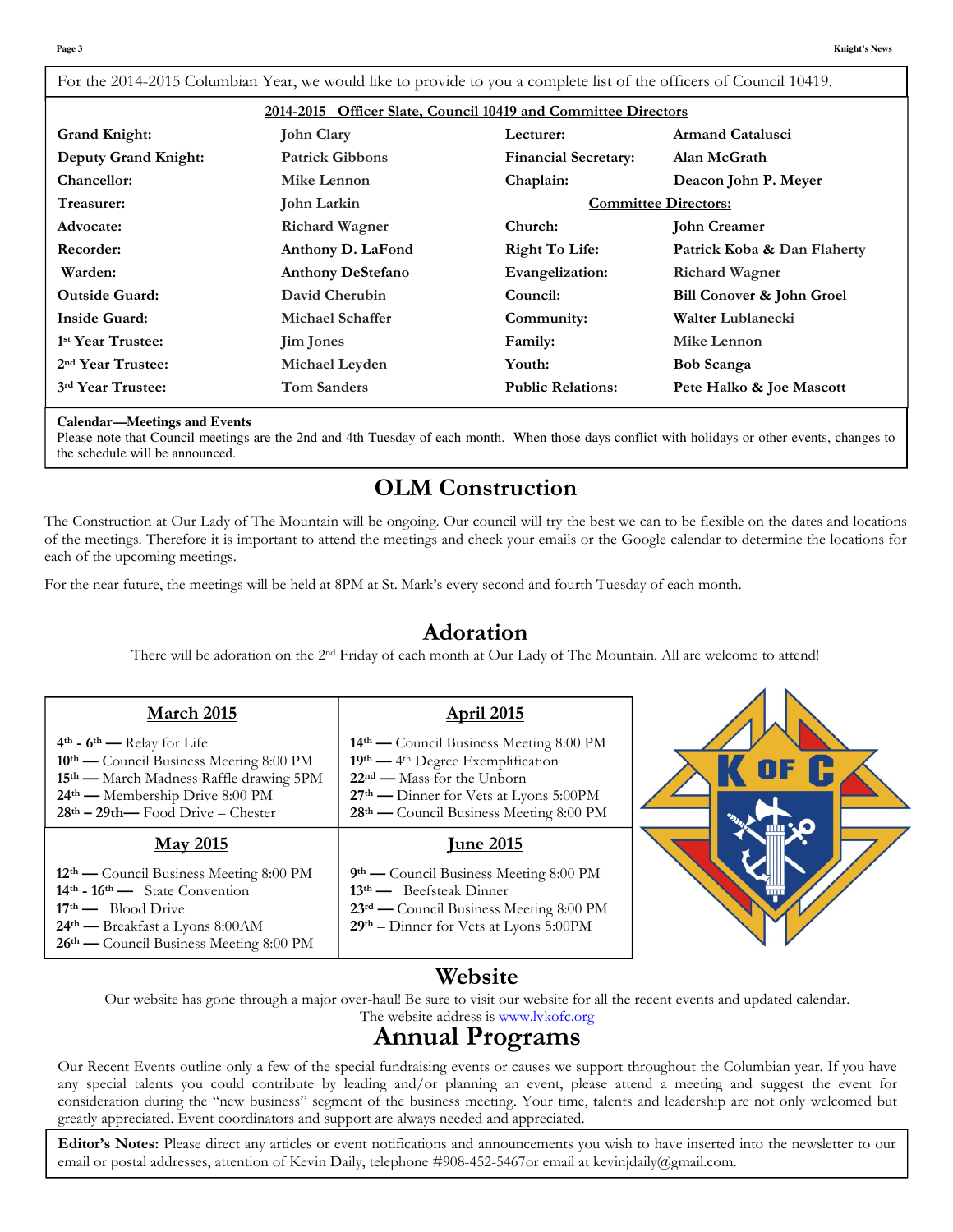For the 2014-2015 Columbian Year, we would like to provide to you a complete list of the officers of Council 10419.

**2014-2015 Officer Slate, Council 10419 and Committee Directors**

| | | | |
|---|---|---|---|
| **Grand Knight:** | **John Clary** | **Lecturer:** | **Armand Catalusci** |
| **Deputy Grand Knight:** | **Patrick Gibbons** | **Financial Secretary:** | **Alan McGrath** |
| **Chancellor:** | **Mike Lennon** | **Chaplain:** | **Deacon John P. Meyer** |
| **Treasurer:** | **John Larkin** | **Committee Directors:** | |
| **Advocate:** | **Richard Wagner** | **Church:** | **John Creamer** |
| **Recorder:** | **Anthony D. LaFond** | **Right To Life:** | **Patrick Koba & Dan Flaherty** |
| **Warden:** | **Anthony DeStefano** | **Evangelization:** | **Richard Wagner** |
| **Outside Guard:** | **David Cherubin** | **Council:** | **Bill Conover & John Groel** |
| **Inside Guard:** | **Michael Schaffer** | **Community:** | **Walter Lublanecki** |
| **1st Year Trustee:** | **Jim Jones** | **Family:** | **Mike Lennon** |
| **2nd Year Trustee:** | **Michael Leyden** | **Youth:** | **Bob Scanga** |
| **3rd Year Trustee:** | **Tom Sanders** | **Public Relations:** | **Pete Halko & Joe Mascott** |

**Calendar—Meetings and Events**

Please note that Council meetings are the 2nd and 4th Tuesday of each month. When those days conflict with holidays or other events, changes to the schedule will be announced.

# OLM Construction

The Construction at Our Lady of The Mountain will be ongoing. Our council will try the best we can to be flexible on the dates and locations of the meetings. Therefore it is important to attend the meetings and check your emails or the Google calendar to determine the locations for each of the upcoming meetings.

For the near future, the meetings will be held at 8PM at St. Mark's every second and fourth Tuesday of each month.

# Adoration

There will be adoration on the 2nd Friday of each month at Our Lady of The Mountain. All are welcome to attend!

## March 2015

**4th - 6th —** Relay for Life
**10th —** Council Business Meeting 8:00 PM
**15th —** March Madness Raffle drawing 5PM
**24th —** Membership Drive 8:00 PM
**28th – 29th—** Food Drive – Chester

## April 2015

**14th —** Council Business Meeting 8:00 PM
**19th —** 4th Degree Exemplification
**22nd —** Mass for the Unborn
**27th —** Dinner for Vets at Lyons 5:00PM
**28th —** Council Business Meeting 8:00 PM

## May 2015

**12th —** Council Business Meeting 8:00 PM
**14th - 16th —** State Convention
**17th —** Blood Drive
**24th —** Breakfast a Lyons 8:00AM
**26th —** Council Business Meeting 8:00 PM

## June 2015

**9th —** Council Business Meeting 8:00 PM
**13th —** Beefsteak Dinner
**23rd —** Council Business Meeting 8:00 PM
**29th** – Dinner for Vets at Lyons 5:00PM

# Website

Our website has gone through a major over-haul! Be sure to visit our website for all the recent events and updated calendar.
The website address is www.lvkofc.org

# Annual Programs

Our Recent Events outline only a few of the special fundraising events or causes we support throughout the Columbian year. If you have any special talents you could contribute by leading and/or planning an event, please attend a meeting and suggest the event for consideration during the "new business" segment of the business meeting. Your time, talents and leadership are not only welcomed but greatly appreciated. Event coordinators and support are always needed and appreciated.

**Editor's Notes:** Please direct any articles or event notifications and announcements you wish to have inserted into the newsletter to our email or postal addresses, attention of Kevin Daily, telephone #908-452-5467or email at kevinjdaily@gmail.com.